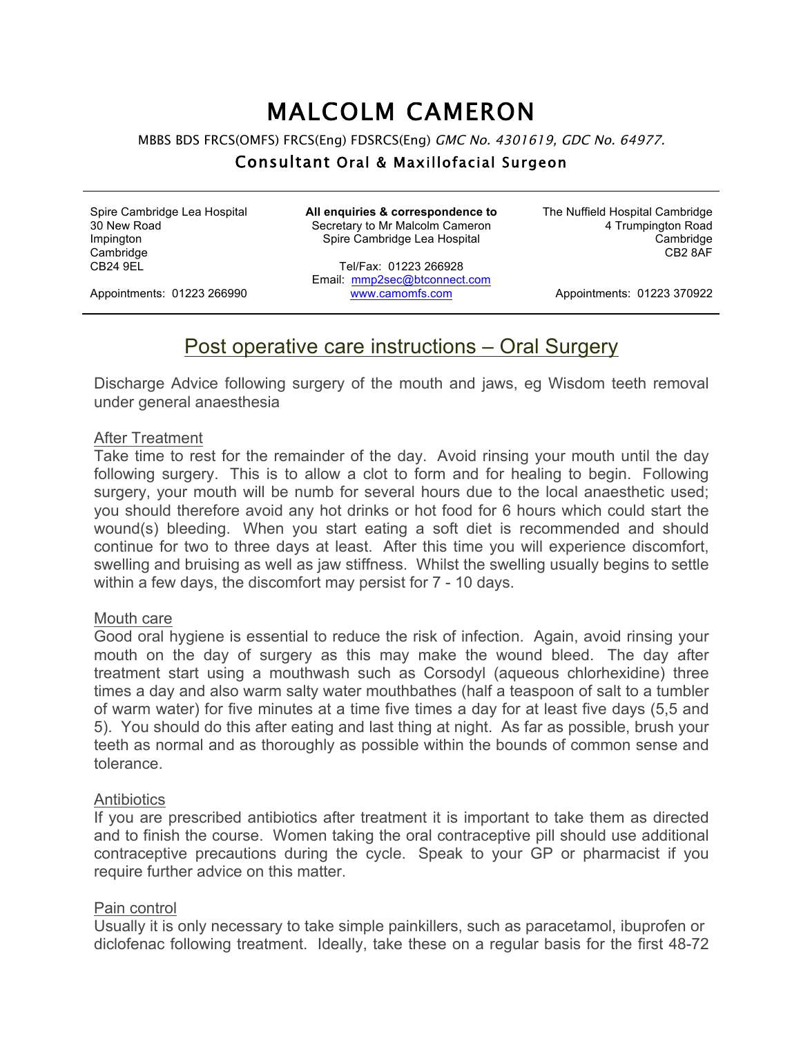# MALCOLM CAMERON

MBBS BDS FRCS(OMFS) FRCS(Eng) FDSRCS(Eng) *GMC No. 4301619, GDC No. 64977.*

### Consultant Oral & Maxillofacial Surgeon

Spire Cambridge Lea Hospital
30 New Road
Impington
Cambridge
CB24 9EL

Appointments: 01223 266990

**All enquiries & correspondence to**
Secretary to Mr Malcolm Cameron
Spire Cambridge Lea Hospital

Tel/Fax: 01223 266928
Email: mmp2sec@btconnect.com
www.camomfs.com

The Nuffield Hospital Cambridge
4 Trumpington Road
Cambridge
CB2 8AF

Appointments: 01223 370922

## Post operative care instructions – Oral Surgery

Discharge Advice following surgery of the mouth and jaws, eg Wisdom teeth removal under general anaesthesia

### After Treatment

Take time to rest for the remainder of the day. Avoid rinsing your mouth until the day following surgery. This is to allow a clot to form and for healing to begin. Following surgery, your mouth will be numb for several hours due to the local anaesthetic used; you should therefore avoid any hot drinks or hot food for 6 hours which could start the wound(s) bleeding. When you start eating a soft diet is recommended and should continue for two to three days at least. After this time you will experience discomfort, swelling and bruising as well as jaw stiffness. Whilst the swelling usually begins to settle within a few days, the discomfort may persist for 7 - 10 days.

### Mouth care

Good oral hygiene is essential to reduce the risk of infection. Again, avoid rinsing your mouth on the day of surgery as this may make the wound bleed. The day after treatment start using a mouthwash such as Corsodyl (aqueous chlorhexidine) three times a day and also warm salty water mouthbathes (half a teaspoon of salt to a tumbler of warm water) for five minutes at a time five times a day for at least five days (5,5 and 5). You should do this after eating and last thing at night. As far as possible, brush your teeth as normal and as thoroughly as possible within the bounds of common sense and tolerance.

### Antibiotics

If you are prescribed antibiotics after treatment it is important to take them as directed and to finish the course. Women taking the oral contraceptive pill should use additional contraceptive precautions during the cycle. Speak to your GP or pharmacist if you require further advice on this matter.

### Pain control

Usually it is only necessary to take simple painkillers, such as paracetamol, ibuprofen or diclofenac following treatment. Ideally, take these on a regular basis for the first 48-72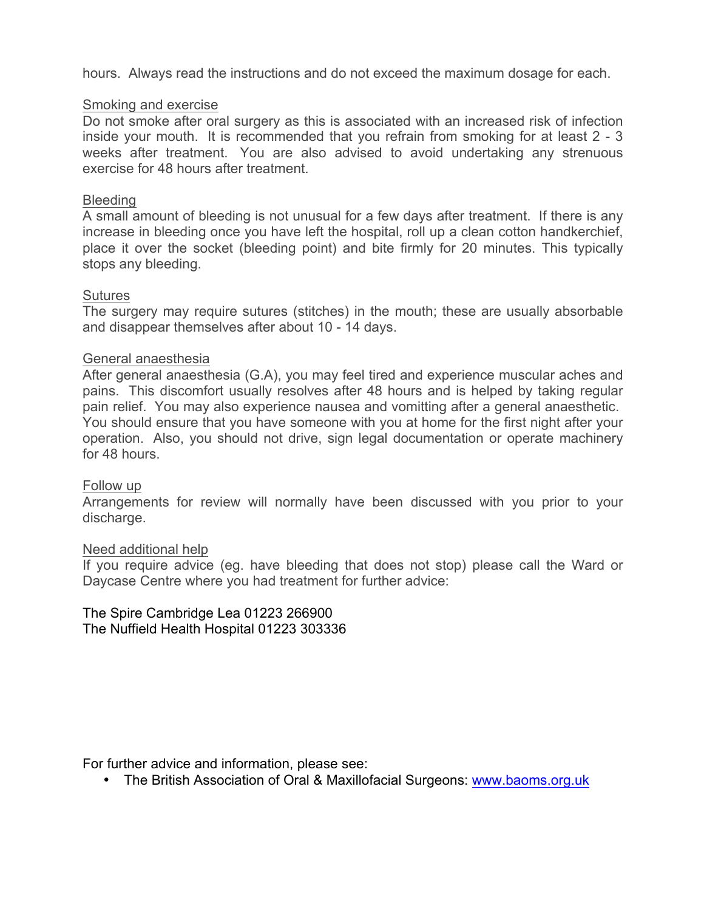hours. Always read the instructions and do not exceed the maximum dosage for each.

## Smoking and exercise

Do not smoke after oral surgery as this is associated with an increased risk of infection inside your mouth. It is recommended that you refrain from smoking for at least 2 - 3 weeks after treatment. You are also advised to avoid undertaking any strenuous exercise for 48 hours after treatment.

## Bleeding

A small amount of bleeding is not unusual for a few days after treatment. If there is any increase in bleeding once you have left the hospital, roll up a clean cotton handkerchief, place it over the socket (bleeding point) and bite firmly for 20 minutes. This typically stops any bleeding.

## Sutures

The surgery may require sutures (stitches) in the mouth; these are usually absorbable and disappear themselves after about 10 - 14 days.

## General anaesthesia

After general anaesthesia (G.A), you may feel tired and experience muscular aches and pains. This discomfort usually resolves after 48 hours and is helped by taking regular pain relief. You may also experience nausea and vomitting after a general anaesthetic. You should ensure that you have someone with you at home for the first night after your operation. Also, you should not drive, sign legal documentation or operate machinery for 48 hours.

## Follow up

Arrangements for review will normally have been discussed with you prior to your discharge.

## Need additional help

If you require advice (eg. have bleeding that does not stop) please call the Ward or Daycase Centre where you had treatment for further advice:

The Spire Cambridge Lea 01223 266900
The Nuffield Health Hospital 01223 303336

For further advice and information, please see:

- The British Association of Oral & Maxillofacial Surgeons: [www.baoms.org.uk](http://www.baoms.org.uk)